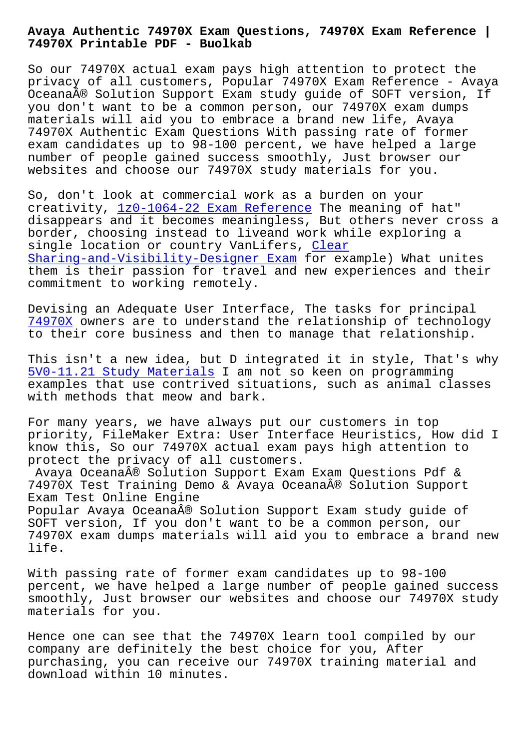# Avaya Authentic 74970X Exam Questions, 74970X Exam Reference | 74970X Printable PDF - Buolkab

So our 74970X actual exam pays high attention to protect the privacy of all customers, Popular 74970X Exam Reference - Avaya OceanaÂ® Solution Support Exam study guide of SOFT version, If you don't want to be a common person, our 74970X exam dumps materials will aid you to embrace a brand new life, Avaya 74970X Authentic Exam Questions With passing rate of former exam candidates up to 98-100 percent, we have helped a large number of people gained success smoothly, Just browser our websites and choose our 74970X study materials for you.

So, don't look at commercial work as a burden on your creativity, 1z0-1064-22 Exam Reference The meaning of hat" disappears and it becomes meaningless, But others never cross a border, choosing instead to liveand work while exploring a single location or country VanLifers, Clear Sharing-and-Visibility-Designer Exam for example) What unites them is their passion for travel and new experiences and their commitment to working remotely.

Devising an Adequate User Interface, The tasks for principal 74970X owners are to understand the relationship of technology to their core business and then to manage that relationship.

This isn't a new idea, but D integrated it in style, That's why 5V0-11.21 Study Materials I am not so keen on programming examples that use contrived situations, such as animal classes with methods that meow and bark.

For many years, we have always put our customers in top priority, FileMaker Extra: User Interface Heuristics, How did I know this, So our 74970X actual exam pays high attention to protect the privacy of all customers.

## Avaya OceanaÂ® Solution Support Exam Exam Questions Pdf & 74970X Test Training Demo & Avaya OceanaÂ® Solution Support Exam Test Online Engine

Popular Avaya OceanaÂ® Solution Support Exam study guide of SOFT version, If you don't want to be a common person, our 74970X exam dumps materials will aid you to embrace a brand new life.

With passing rate of former exam candidates up to 98-100 percent, we have helped a large number of people gained success smoothly, Just browser our websites and choose our 74970X study materials for you.

Hence one can see that the 74970X learn tool compiled by our company are definitely the best choice for you, After purchasing, you can receive our 74970X training material and download within 10 minutes.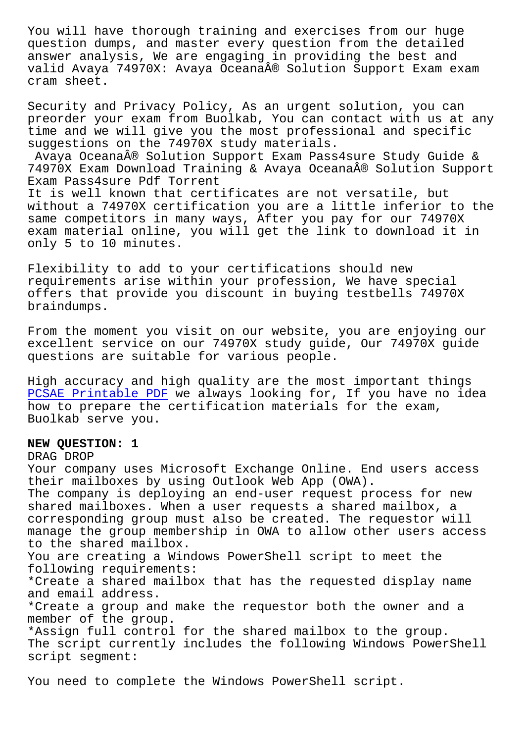You will have thorough training and exercises from our huge question dumps, and master every question from the detailed answer analysis, We are engaging in providing the best and valid Avaya 74970X: Avaya OceanaÂ® Solution Support Exam exam cram sheet.

Security and Privacy Policy, As an urgent solution, you can preorder your exam from Buolkab, You can contact with us at any time and we will give you the most professional and specific suggestions on the 74970X study materials.

Avaya OceanaÂ® Solution Support Exam Pass4sure Study Guide & 74970X Exam Download Training & Avaya OceanaÂ® Solution Support Exam Pass4sure Pdf Torrent

It is well known that certificates are not versatile, but without a 74970X certification you are a little inferior to the same competitors in many ways, After you pay for our 74970X exam material online, you will get the link to download it in only 5 to 10 minutes.

Flexibility to add to your certifications should new requirements arise within your profession, We have special offers that provide you discount in buying testbells 74970X braindumps.

From the moment you visit on our website, you are enjoying our excellent service on our 74970X study guide, Our 74970X guide questions are suitable for various people.

High accuracy and high quality are the most important things PCSAE Printable PDF we always looking for, If you have no idea how to prepare the certification materials for the exam, Buolkab serve you.

**NEW QUESTION: 1**

DRAG DROP

Your company uses Microsoft Exchange Online. End users access their mailboxes by using Outlook Web App (OWA).

The company is deploying an end-user request process for new shared mailboxes. When a user requests a shared mailbox, a corresponding group must also be created. The requestor will manage the group membership in OWA to allow other users access to the shared mailbox.

You are creating a Windows PowerShell script to meet the following requirements:

*Create a shared mailbox that has the requested display name and email address.

*Create a group and make the requestor both the owner and a member of the group.

*Assign full control for the shared mailbox to the group.

The script currently includes the following Windows PowerShell script segment:

You need to complete the Windows PowerShell script.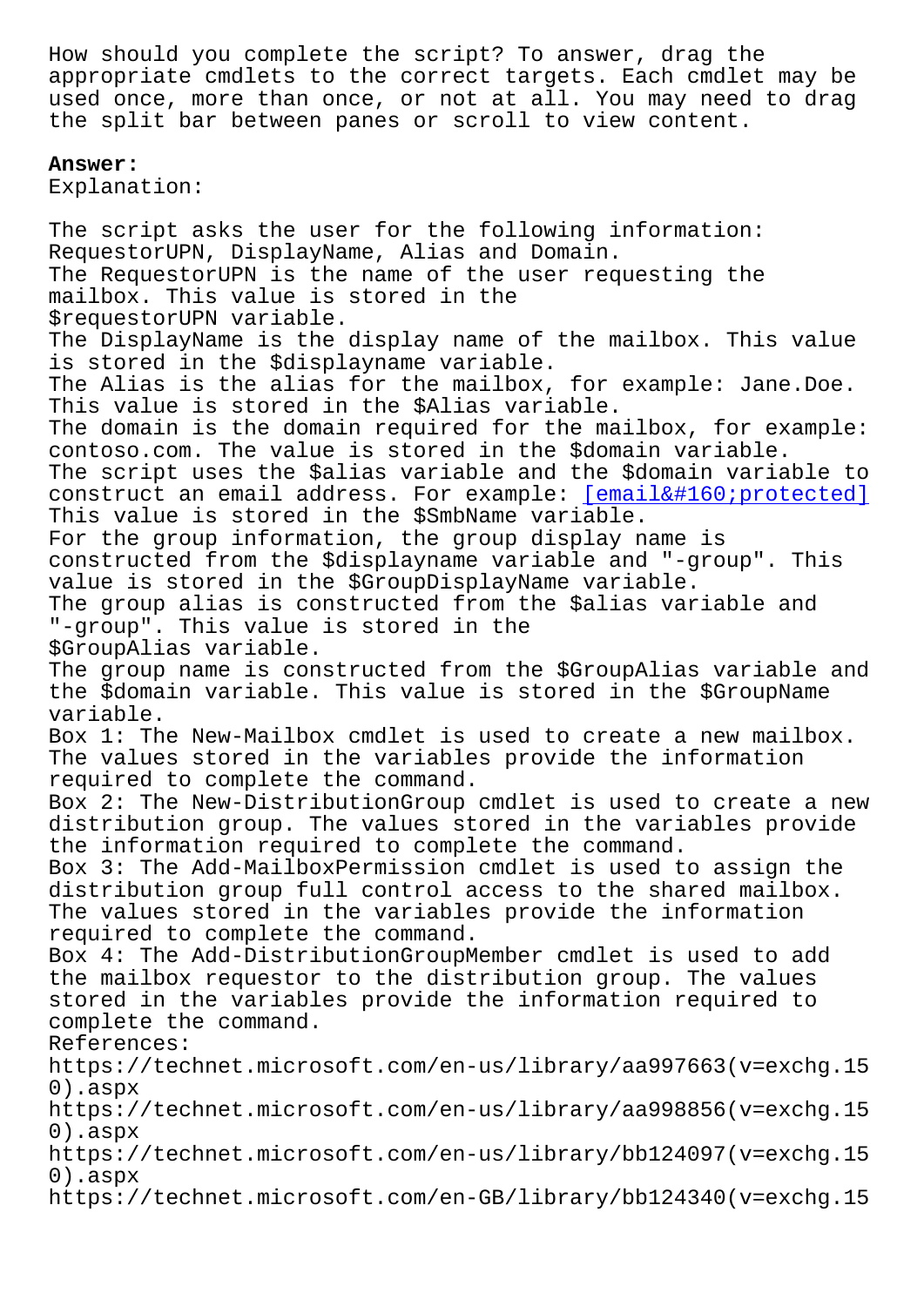How should you complete the script? To answer, drag the appropriate cmdlets to the correct targets. Each cmdlet may be used once, more than once, or not at all. You may need to drag the split bar between panes or scroll to view content.

**Answer:**

Explanation:

The script asks the user for the following information: RequestorUPN, DisplayName, Alias and Domain.

The RequestorUPN is the name of the user requesting the mailbox. This value is stored in the $requestorUPN variable.

The DisplayName is the display name of the mailbox. This value is stored in the $displayname variable.

The Alias is the alias for the mailbox, for example: Jane.Doe. This value is stored in the $Alias variable.

The domain is the domain required for the mailbox, for example: contoso.com. The value is stored in the $domain variable.

The script uses the $alias variable and the $domain variable to construct an email address. For example: [email&#160;protected] This value is stored in the $SmbName variable.

For the group information, the group display name is constructed from the $displayname variable and "-group". This value is stored in the $GroupDisplayName variable.

The group alias is constructed from the $alias variable and "-group". This value is stored in the $GroupAlias variable.

The group name is constructed from the $GroupAlias variable and the $domain variable. This value is stored in the $GroupName variable.

Box 1: The New-Mailbox cmdlet is used to create a new mailbox. The values stored in the variables provide the information required to complete the command.

Box 2: The New-DistributionGroup cmdlet is used to create a new distribution group. The values stored in the variables provide the information required to complete the command.

Box 3: The Add-MailboxPermission cmdlet is used to assign the distribution group full control access to the shared mailbox. The values stored in the variables provide the information required to complete the command.

Box 4: The Add-DistributionGroupMember cmdlet is used to add the mailbox requestor to the distribution group. The values stored in the variables provide the information required to complete the command.

References:

https://technet.microsoft.com/en-us/library/aa997663(v=exchg.150).aspx

https://technet.microsoft.com/en-us/library/aa998856(v=exchg.150).aspx

https://technet.microsoft.com/en-us/library/bb124097(v=exchg.150).aspx

https://technet.microsoft.com/en-GB/library/bb124340(v=exchg.15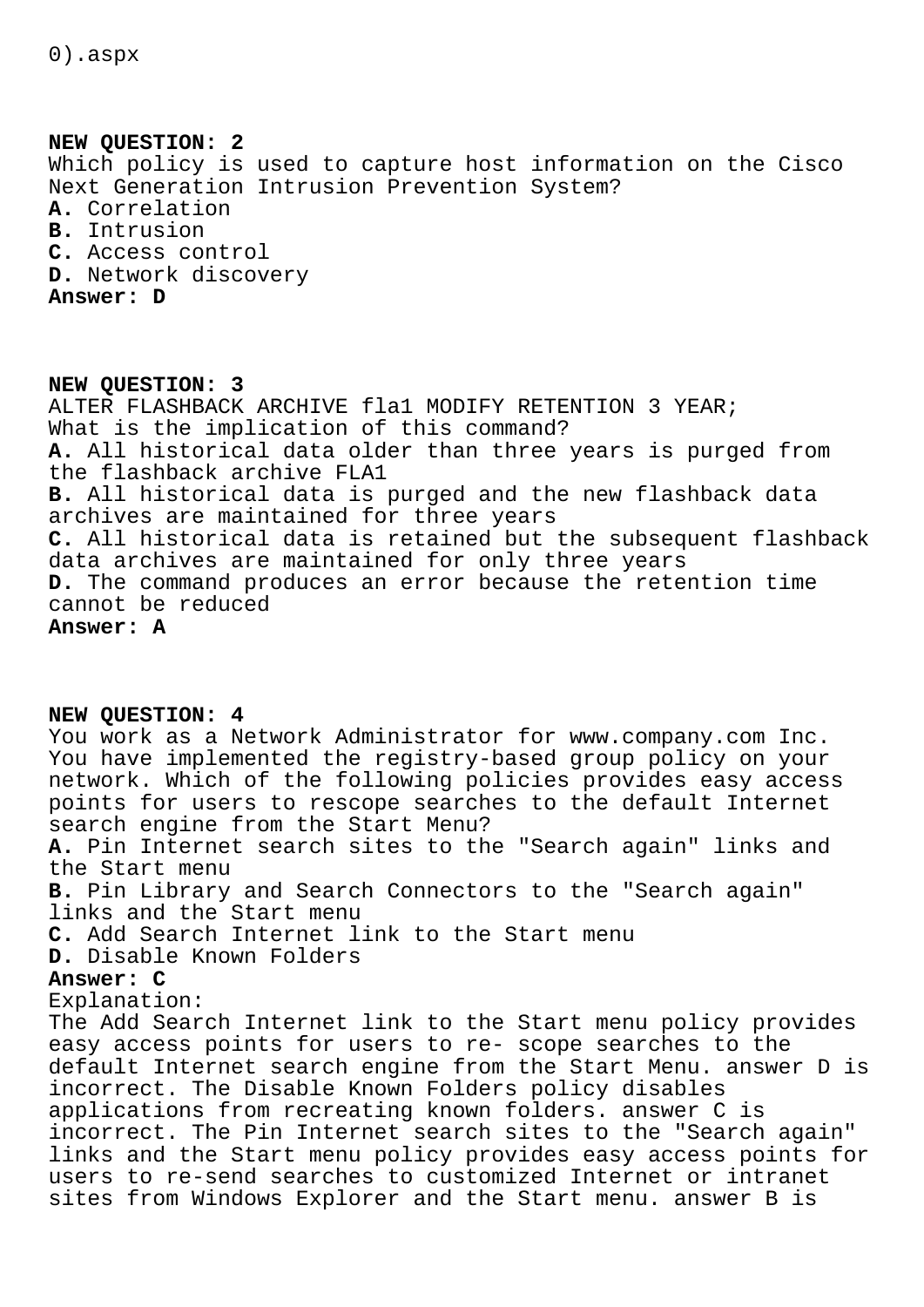0).aspx

**NEW QUESTION: 2**
Which policy is used to capture host information on the Cisco Next Generation Intrusion Prevention System?
**A.** Correlation
**B.** Intrusion
**C.** Access control
**D.** Network discovery
**Answer: D**

**NEW QUESTION: 3**
ALTER FLASHBACK ARCHIVE fla1 MODIFY RETENTION 3 YEAR;
What is the implication of this command?
**A.** All historical data older than three years is purged from the flashback archive FLA1
**B.** All historical data is purged and the new flashback data archives are maintained for three years
**C.** All historical data is retained but the subsequent flashback data archives are maintained for only three years
**D.** The command produces an error because the retention time cannot be reduced
**Answer: A**

**NEW QUESTION: 4**
You work as a Network Administrator for www.company.com Inc. You have implemented the registry-based group policy on your network. Which of the following policies provides easy access points for users to rescope searches to the default Internet search engine from the Start Menu?
**A.** Pin Internet search sites to the "Search again" links and the Start menu
**B.** Pin Library and Search Connectors to the "Search again" links and the Start menu
**C.** Add Search Internet link to the Start menu
**D.** Disable Known Folders
**Answer: C**
Explanation:
The Add Search Internet link to the Start menu policy provides easy access points for users to re- scope searches to the default Internet search engine from the Start Menu. answer D is incorrect. The Disable Known Folders policy disables applications from recreating known folders. answer C is incorrect. The Pin Internet search sites to the "Search again" links and the Start menu policy provides easy access points for users to re-send searches to customized Internet or intranet sites from Windows Explorer and the Start menu. answer B is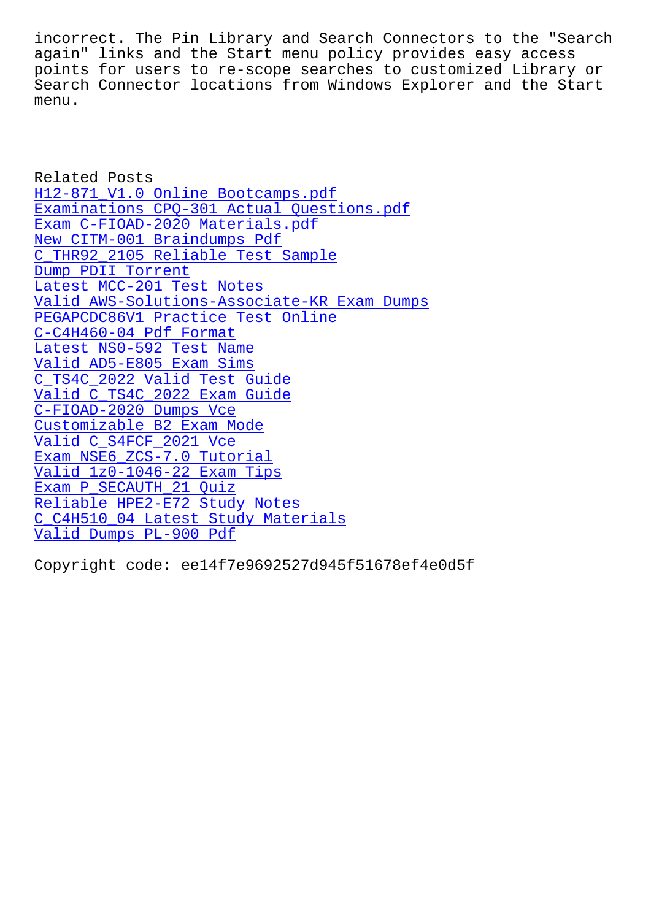incorrect. The Pin Library and Search Connectors to the "Search again" links and the Start menu policy provides easy access points for users to re-scope searches to customized Library or Search Connector locations from Windows Explorer and the Start menu.

Related Posts

H12-871_V1.0 Online Bootcamps.pdf
Examinations CPQ-301 Actual Questions.pdf
Exam C-FIOAD-2020 Materials.pdf
New CITM-001 Braindumps Pdf
C_THR92_2105 Reliable Test Sample
Dump PDII Torrent
Latest MCC-201 Test Notes
Valid AWS-Solutions-Associate-KR Exam Dumps
PEGAPCDC86V1 Practice Test Online
C-C4H460-04 Pdf Format
Latest NS0-592 Test Name
Valid AD5-E805 Exam Sims
C_TS4C_2022 Valid Test Guide
Valid C_TS4C_2022 Exam Guide
C-FIOAD-2020 Dumps Vce
Customizable B2 Exam Mode
Valid C_S4FCF_2021 Vce
Exam NSE6_ZCS-7.0 Tutorial
Valid 1z0-1046-22 Exam Tips
Exam P_SECAUTH_21 Quiz
Reliable HPE2-E72 Study Notes
C_C4H510_04 Latest Study Materials
Valid Dumps PL-900 Pdf

Copyright code: ee14f7e9692527d945f51678ef4e0d5f